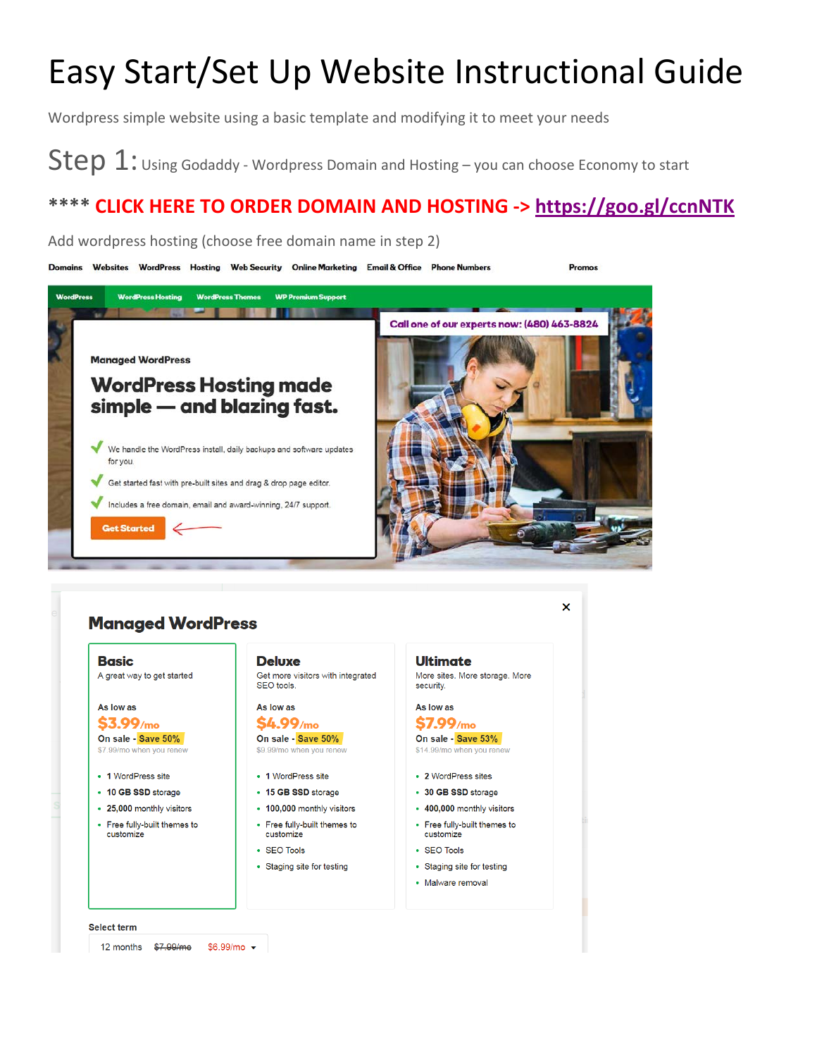# Easy Start/Set Up Website Instructional Guide

Wordpress simple website using a basic template and modifying it to meet your needs

## Step 1: Using Godaddy - Wordpress Domain and Hosting – you can choose Economy to start

**\*\*\*\* CLICK HERE TO ORDER DOMAIN AND HOSTING -> https://goo.gl/ccnNTK**

Add wordpress hosting (choose free domain name in step 2)

Domains Websites WordPress Hosting Web Security Online Marketing Email & Office Phone Numbers Promos

WordPress WordPress Hosting WordPress Themes WP Premium Support

Call one of our experts now: (480) 463-8824

Managed WordPress

**WordPress Hosting made simple — and blazing fast.**

- We handle the WordPress install, daily backups and software updates for you.
- Get started fast with pre-built sites and drag & drop page editor.
- Includes a free domain, email and award-winning, 24/7 support.

Get Started

**Managed WordPress**

| Basic | Deluxe | Ultimate |
| --- | --- | --- |
| A great way to get started | Get more visitors with integrated SEO tools. | More sites. More storage. More security. |
| As low as **$3.99/mo** | As low as **$4.99/mo** | As low as **$7.99/mo** |
| On sale - Save 50% | On sale - Save 50% | On sale - Save 53% |
| $7.99/mo when you renew | $9.99/mo when you renew | $14.99/mo when you renew |
| 1 WordPress site | 1 WordPress site | 2 WordPress sites |
| 10 GB SSD storage | 15 GB SSD storage | 30 GB SSD storage |
| 25,000 monthly visitors | 100,000 monthly visitors | 400,000 monthly visitors |
| Free fully-built themes to customize | Free fully-built themes to customize | Free fully-built themes to customize |
| | SEO Tools | SEO Tools |
| | Staging site for testing | Staging site for testing |
| | | Malware removal |

Select term

12 months ~~$7.99/mo~~ $6.99/mo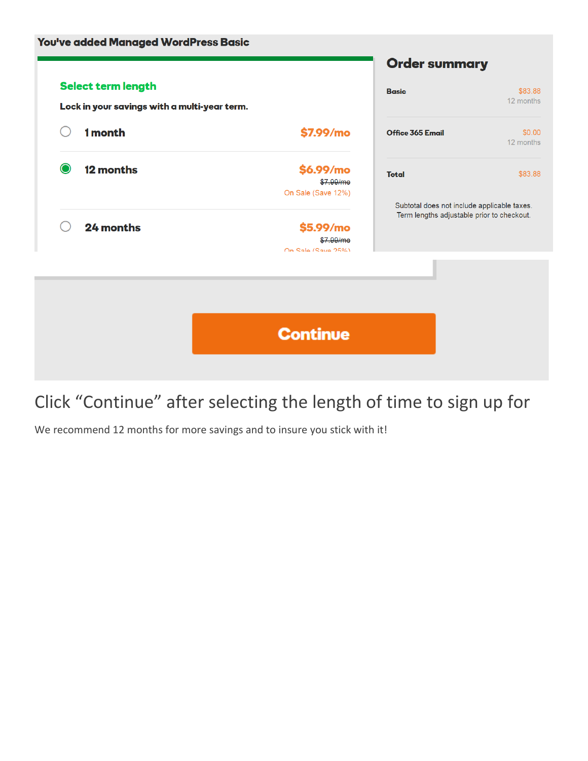**You've added Managed WordPress Basic**

**Select term length**

**Lock in your savings with a multi-year term.**

| Term | Price |
|---|---|
| 1 month | $7.99/mo |
| 12 months (selected) | $6.99/mo ~~$7.99/mo~~ On Sale (Save 12%) |
| 24 months | $5.99/mo ~~$7.99/mo~~ On Sale (Save 25%) |

**Order summary**

| Item | Price |
|---|---|
| Basic | $83.88 (12 months) |
| Office 365 Email | $0.00 (12 months) |
| **Total** | $83.88 |

Subtotal does not include applicable taxes.
Term lengths adjustable prior to checkout.

**Continue**

# Click "Continue" after selecting the length of time to sign up for

We recommend 12 months for more savings and to insure you stick with it!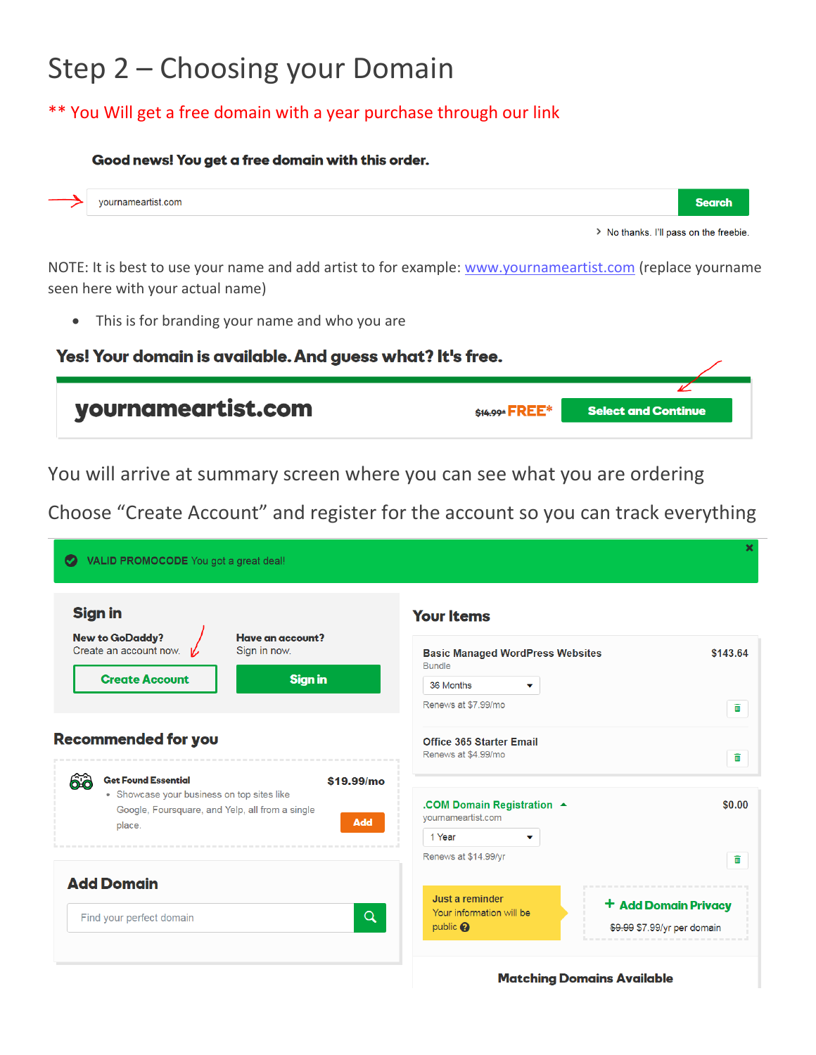# Step 2 – Choosing your Domain

** You Will get a free domain with a year purchase through our link

**Good news! You get a free domain with this order.**

yournameartist.com | **Search**

> No thanks. I'll pass on the freebie.

NOTE: It is best to use your name and add artist to for example: www.yournameartist.com (replace yourname seen here with your actual name)

- This is for branding your name and who you are

**Yes! Your domain is available. And guess what? It's free.**

**yournameartist.com** ~~$14.99*~~ **FREE*** **Select and Continue**

You will arrive at summary screen where you can see what you are ordering

Choose "Create Account" and register for the account so you can track everything

**VALID PROMOCODE** You got a great deal!

## Sign in

**New to GoDaddy?**
Create an account now.

**Create Account**

**Have an account?**
Sign in now.

**Sign in**

## Recommended for you

**Get Found Essential** — **$19.99/mo**

- Showcase your business on top sites like Google, Foursquare, and Yelp, all from a single place.

**Add**

## Add Domain

Find your perfect domain

## Your Items

**Basic Managed WordPress Websites** — $143.64
Bundle
36 Months
Renews at $7.99/mo

**Office 365 Starter Email**
Renews at $4.99/mo

**.COM Domain Registration** — $0.00
yournameartist.com
1 Year
Renews at $14.99/yr

**Just a reminder**
Your information will be public

**+ Add Domain Privacy**
~~$9.99~~ $7.99/yr per domain

**Matching Domains Available**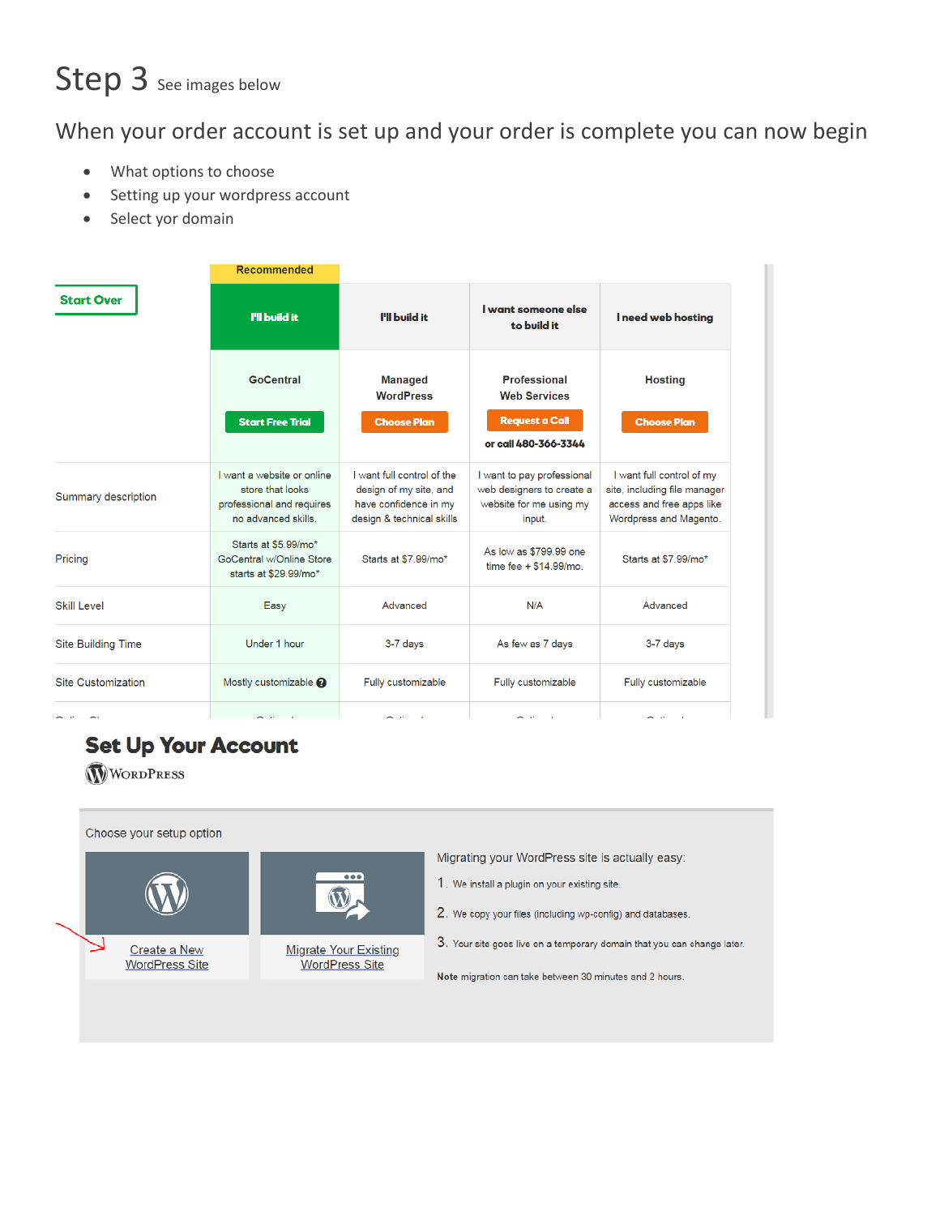# Step 3 See images below

## When your order account is set up and your order is complete you can now begin

- What options to choose
- Setting up your wordpress account
- Select yor domain

| Start Over | Recommended<br>I'll build it | I'll build it | I want someone else to build it | I need web hosting |
|---|---|---|---|---|
| | GoCentral<br>Start Free Trial | Managed WordPress<br>Choose Plan | Professional Web Services<br>Request a Call<br>or call 480-366-3344 | Hosting<br>Choose Plan |
| Summary description | I want a website or online store that looks professional and requires no advanced skills. | I want full control of the design of my site, and have confidence in my design & technical skills | I want to pay professional web designers to create a website for me using my input. | I want full control of my site, including file manager access and free apps like Wordpress and Magento. |
| Pricing | Starts at $5.99/mo*<br>GoCentral w/Online Store starts at $29.99/mo* | Starts at $7.99/mo* | As low as $799.99 one time fee + $14.99/mo. | Starts at $7.99/mo* |
| Skill Level | Easy | Advanced | N/A | Advanced |
| Site Building Time | Under 1 hour | 3-7 days | As few as 7 days | 3-7 days |
| Site Customization | Mostly customizable | Fully customizable | Fully customizable | Fully customizable |

## Set Up Your Account

WordPress

Choose your setup option

Create a New WordPress Site

Migrate Your Existing WordPress Site

Migrating your WordPress site is actually easy:

1. We install a plugin on your existing site.
2. We copy your files (including wp-config) and databases.
3. Your site goes live on a temporary domain that you can change later.

**Note** migration can take between 30 minutes and 2 hours.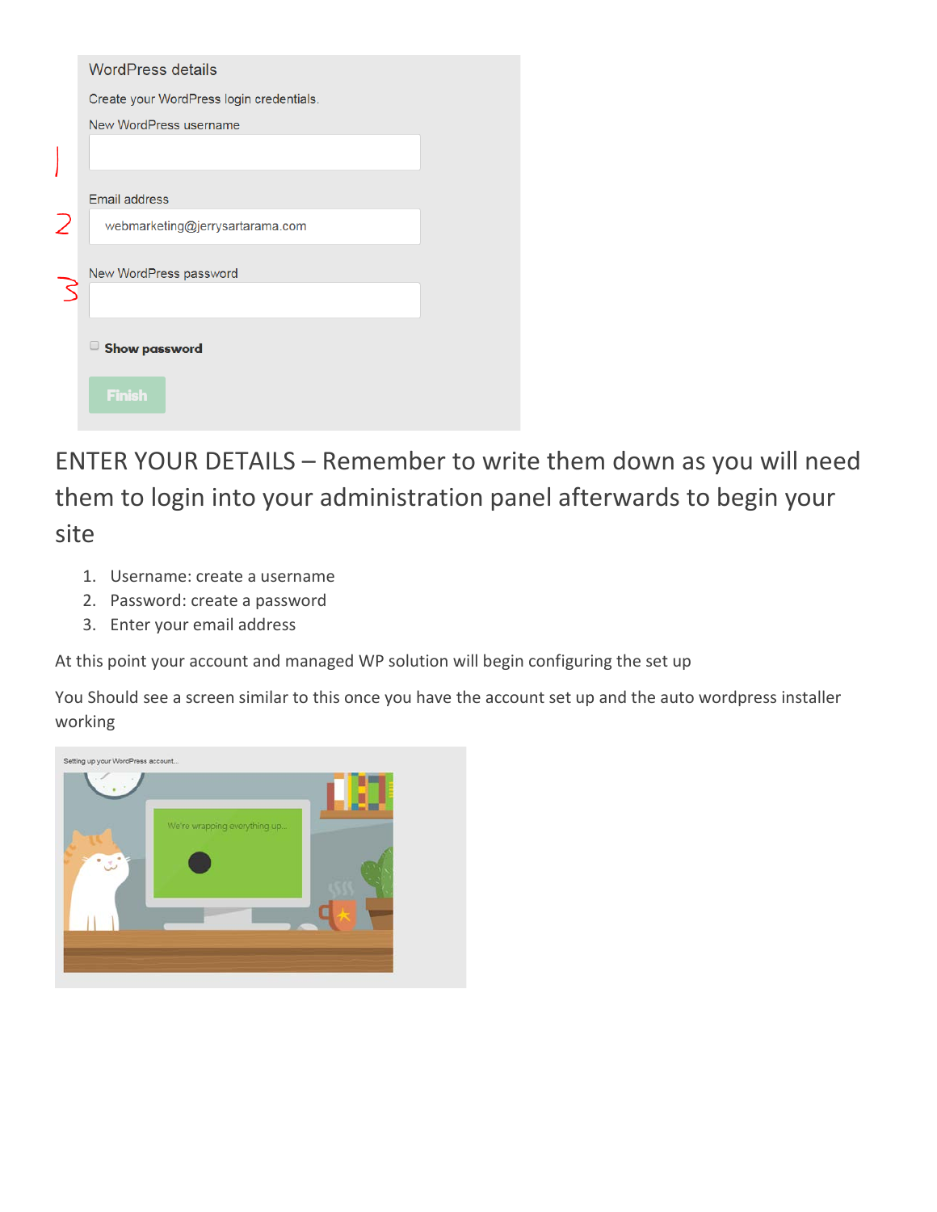WordPress details

Create your WordPress login credentials.

New WordPress username

Email address

webmarketing@jerrysartarama.com

New WordPress password

Show password

Finish

ENTER YOUR DETAILS – Remember to write them down as you will need them to login into your administration panel afterwards to begin your site

1. Username: create a username
2. Password: create a password
3. Enter your email address

At this point your account and managed WP solution will begin configuring the set up

You Should see a screen similar to this once you have the account set up and the auto wordpress installer working

Setting up your WordPress account...

We're wrapping everything up...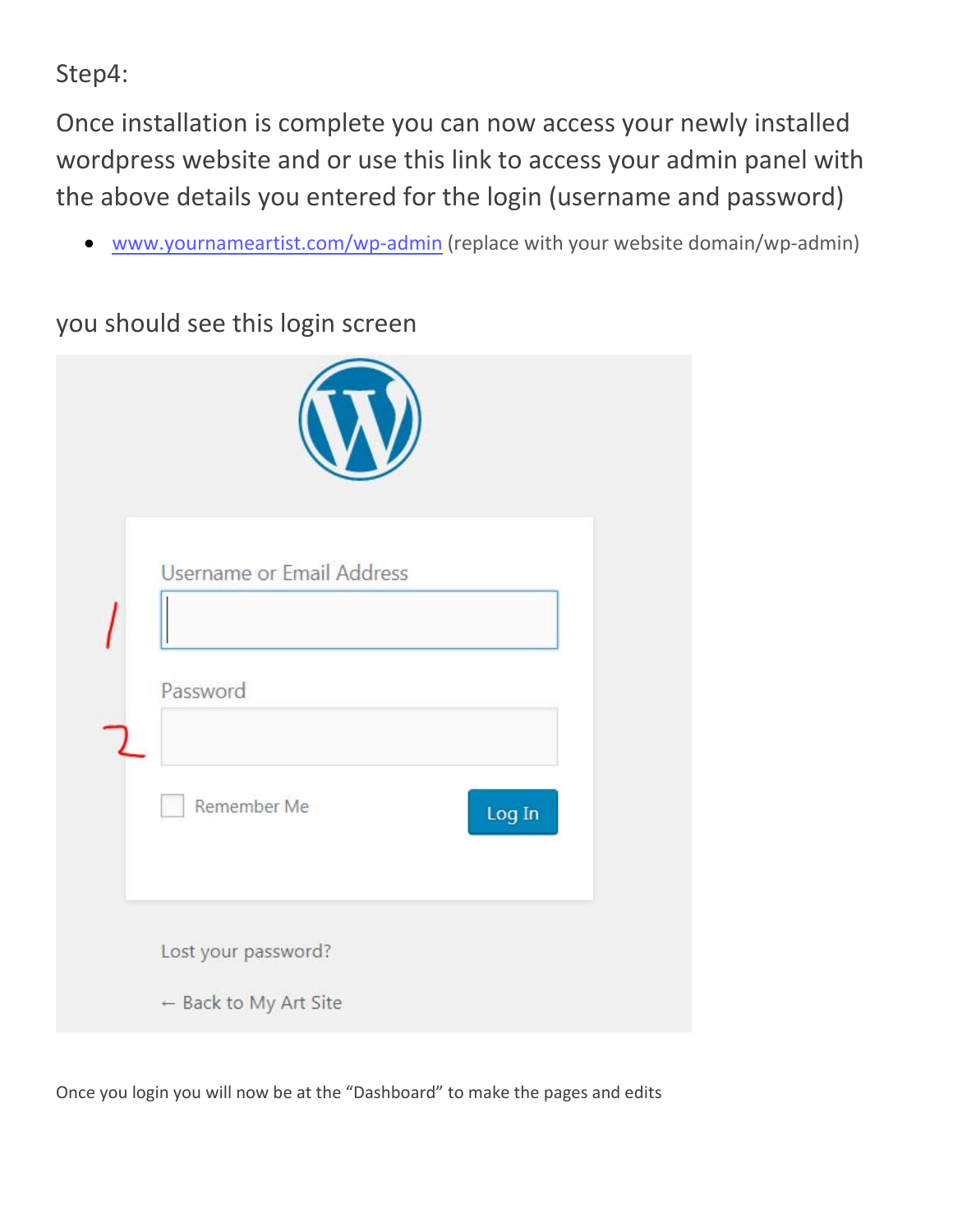Step4:

Once installation is complete you can now access your newly installed wordpress website and or use this link to access your admin panel with the above details you entered for the login (username and password)

- www.yournameartist.com/wp-admin (replace with your website domain/wp-admin)

you should see this login screen

Username or Email Address

Password

Remember Me

Log In

Lost your password?

← Back to My Art Site

Once you login you will now be at the "Dashboard" to make the pages and edits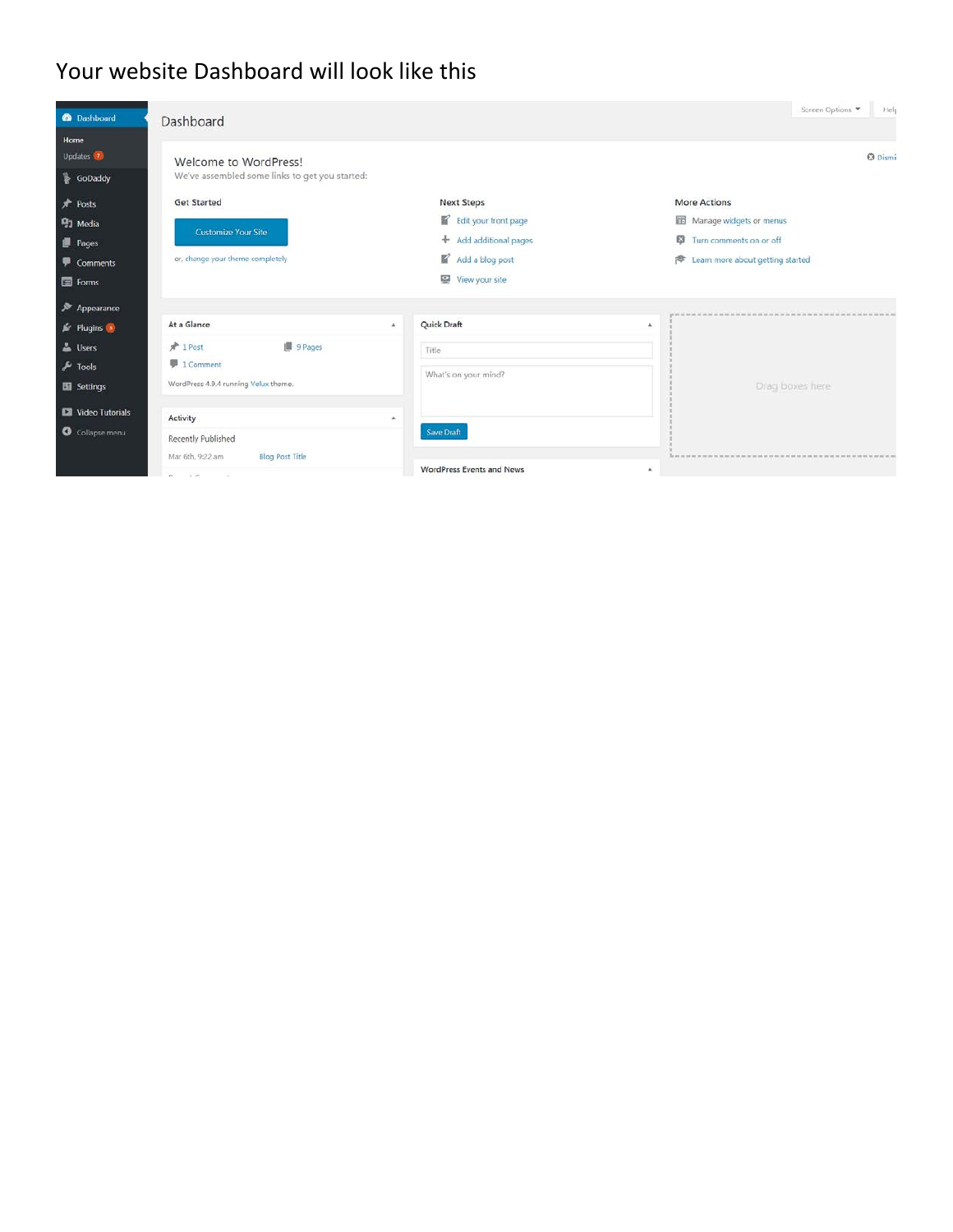Your website Dashboard will look like this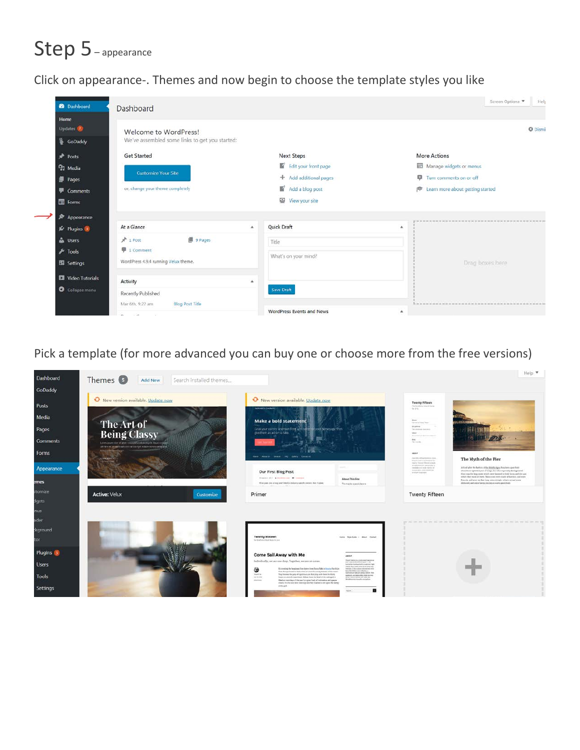# Step 5 – appearance

Click on appearance-. Themes and now begin to choose the template styles you like

Pick a template (for more advanced you can buy one or choose more from the free versions)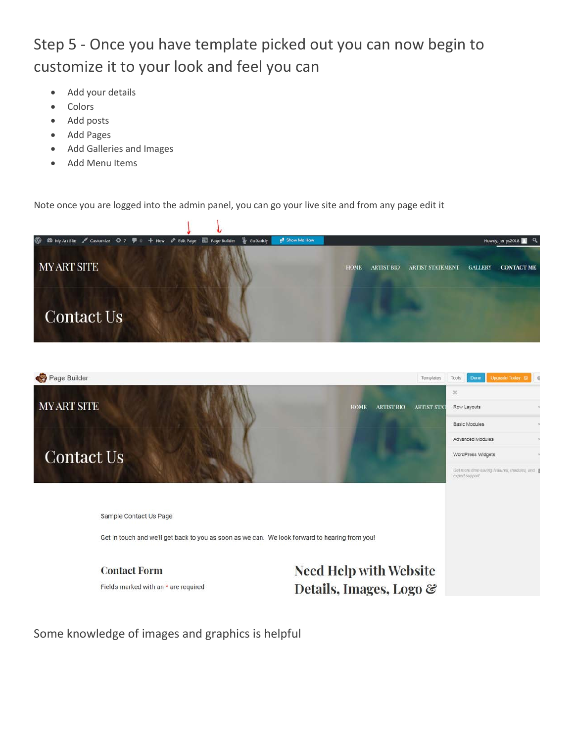## Step 5 - Once you have template picked out you can now begin to customize it to your look and feel you can

- Add your details
- Colors
- Add posts
- Add Pages
- Add Galleries and Images
- Add Menu Items

Note once you are logged into the admin panel, you can go your live site and from any page edit it

Some knowledge of images and graphics is helpful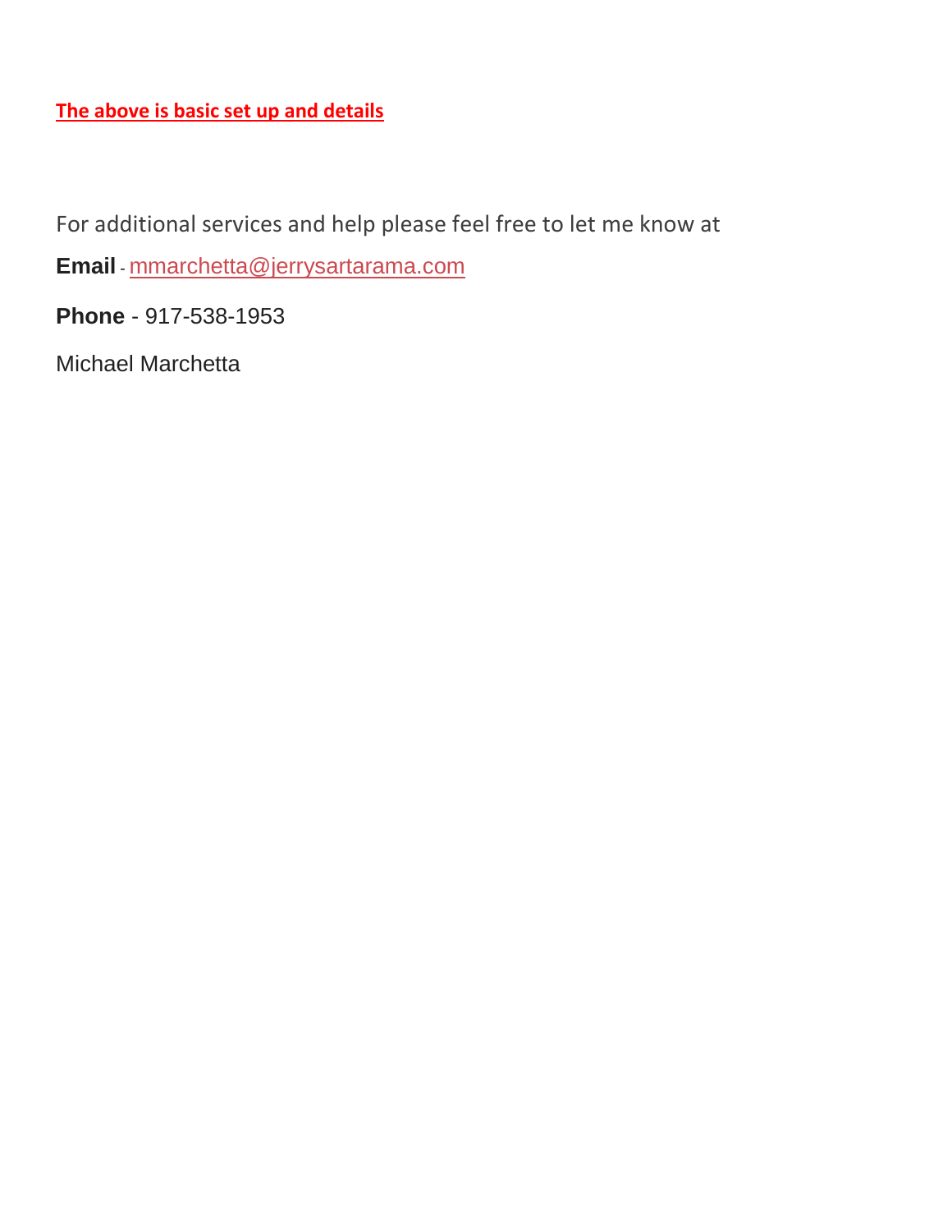**The above is basic set up and details**

For additional services and help please feel free to let me know at

**Email** - mmarchetta@jerrysartarama.com

**Phone** - 917-538-1953

Michael Marchetta